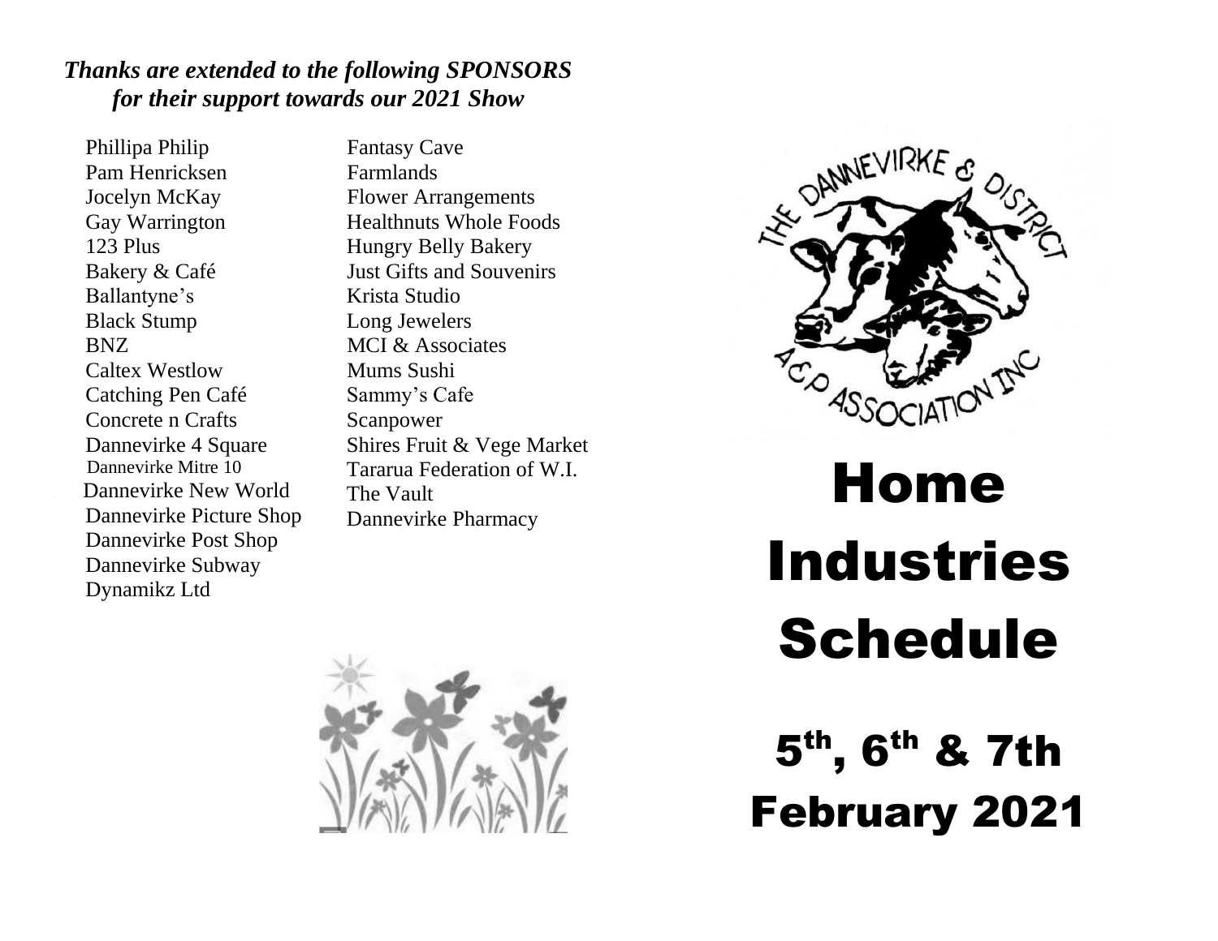***Thanks are extended to the following SPONSORS for their support towards our 2021 Show***

Phillipa Philip
Pam Henricksen
Jocelyn McKay
Gay Warrington
123 Plus
Bakery & Café
Ballantyne's
Black Stump
BNZ
Caltex Westlow
Catching Pen Café
Concrete n Crafts
Dannevirke 4 Square
Dannevirke Mitre 10
Dannevirke New World
Dannevirke Picture Shop
Dannevirke Post Shop
Dannevirke Subway
Dynamikz Ltd
Fantasy Cave
Farmlands
Flower Arrangements
Healthnuts Whole Foods
Hungry Belly Bakery
Just Gifts and Souvenirs
Krista Studio
Long Jewelers
MCI & Associates
Mums Sushi
Sammy's Cafe
Scanpower
Shires Fruit & Vege Market
Tararua Federation of W.I.
The Vault
Dannevirke Pharmacy

THE DANNEVIRKE & DISTRICT A&P ASSOCIATION INC

# Home Industries Schedule

## 5th, 6th & 7th February 2021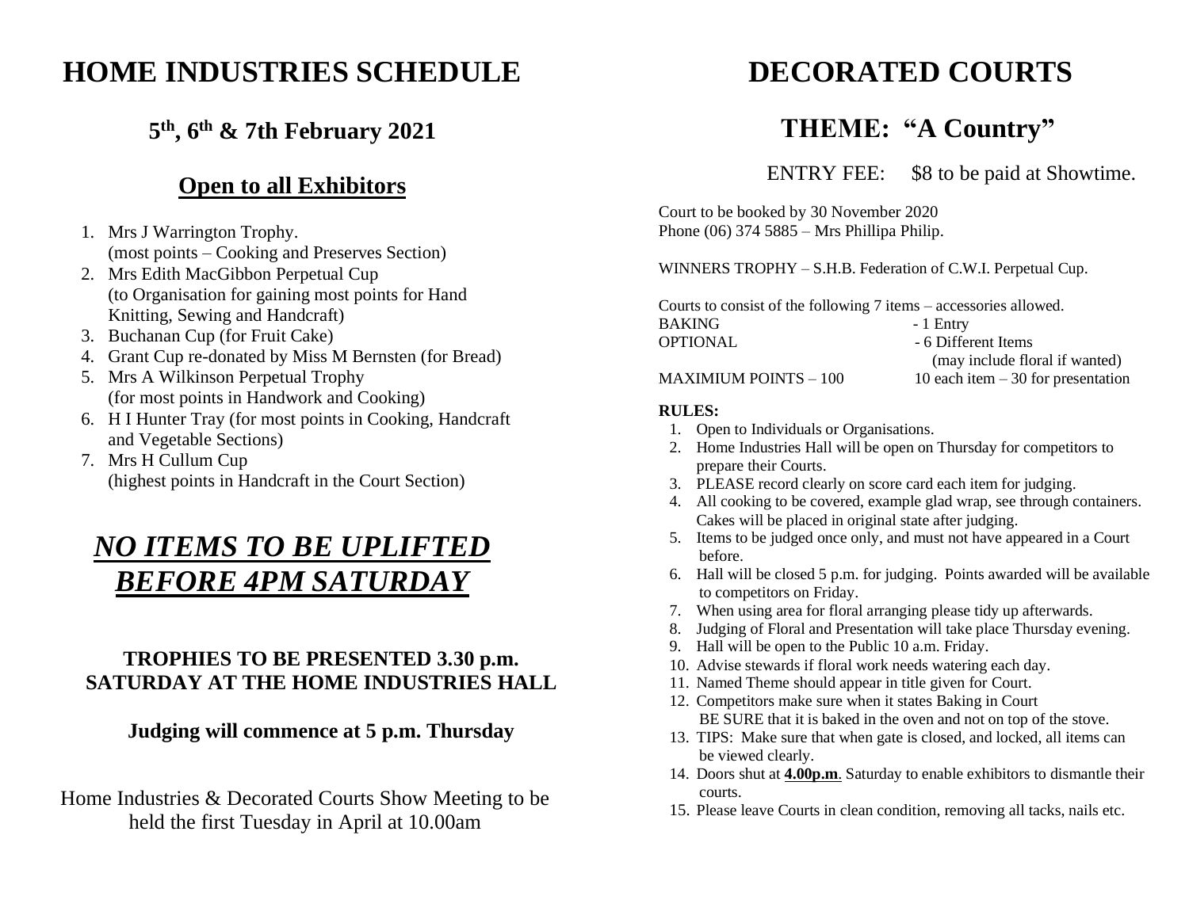# HOME INDUSTRIES SCHEDULE

### 5th, 6th & 7th February 2021

## Open to all Exhibitors

1. Mrs J Warrington Trophy.
   (most points – Cooking and Preserves Section)
2. Mrs Edith MacGibbon Perpetual Cup
   (to Organisation for gaining most points for Hand Knitting, Sewing and Handcraft)
3. Buchanan Cup (for Fruit Cake)
4. Grant Cup re-donated by Miss M Bernsten (for Bread)
5. Mrs A Wilkinson Perpetual Trophy
   (for most points in Handwork and Cooking)
6. H I Hunter Tray (for most points in Cooking, Handcraft and Vegetable Sections)
7. Mrs H Cullum Cup
   (highest points in Handcraft in the Court Section)

## ***NO ITEMS TO BE UPLIFTED BEFORE 4PM SATURDAY***

**TROPHIES TO BE PRESENTED 3.30 p.m. SATURDAY AT THE HOME INDUSTRIES HALL**

**Judging will commence at 5 p.m. Thursday**

Home Industries & Decorated Courts Show Meeting to be held the first Tuesday in April at 10.00am

# DECORATED COURTS

## THEME: "A Country"

ENTRY FEE: $8 to be paid at Showtime.

Court to be booked by 30 November 2020
Phone (06) 374 5885 – Mrs Phillipa Philip.

WINNERS TROPHY – S.H.B. Federation of C.W.I. Perpetual Cup.

Courts to consist of the following 7 items – accessories allowed.

| | |
|---|---|
| BAKING | - 1 Entry |
| OPTIONAL | - 6 Different Items (may include floral if wanted) |
| MAXIMIUM POINTS – 100 | 10 each item – 30 for presentation |

**RULES:**

1. Open to Individuals or Organisations.
2. Home Industries Hall will be open on Thursday for competitors to prepare their Courts.
3. PLEASE record clearly on score card each item for judging.
4. All cooking to be covered, example glad wrap, see through containers. Cakes will be placed in original state after judging.
5. Items to be judged once only, and must not have appeared in a Court before.
6. Hall will be closed 5 p.m. for judging. Points awarded will be available to competitors on Friday.
7. When using area for floral arranging please tidy up afterwards.
8. Judging of Floral and Presentation will take place Thursday evening.
9. Hall will be open to the Public 10 a.m. Friday.
10. Advise stewards if floral work needs watering each day.
11. Named Theme should appear in title given for Court.
12. Competitors make sure when it states Baking in Court BE SURE that it is baked in the oven and not on top of the stove.
13. TIPS: Make sure that when gate is closed, and locked, all items can be viewed clearly.
14. Doors shut at **4.00p.m**. Saturday to enable exhibitors to dismantle their courts.
15. Please leave Courts in clean condition, removing all tacks, nails etc.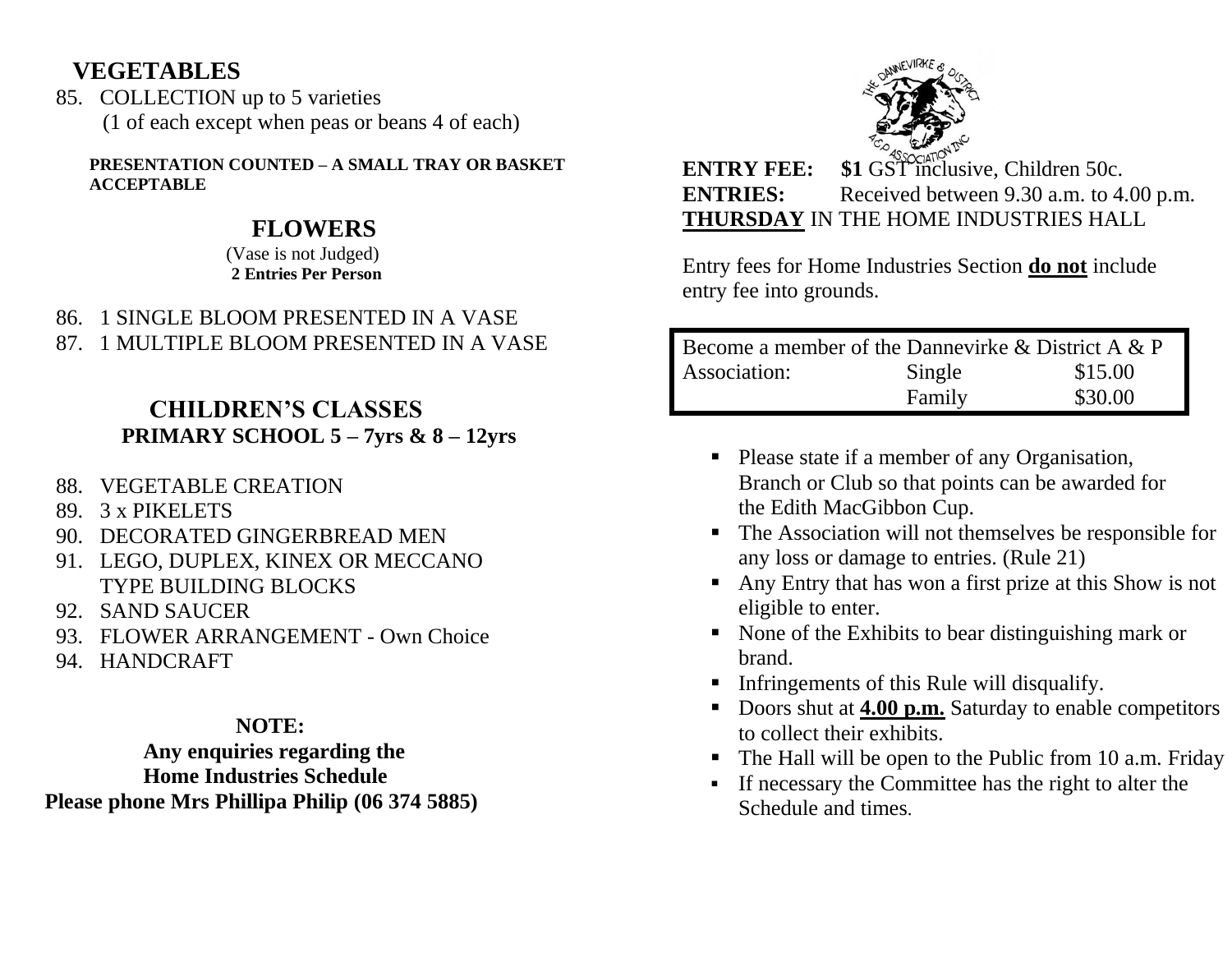## VEGETABLES

85. COLLECTION up to 5 varieties
    (1 of each except when peas or beans 4 of each)

**PRESENTATION COUNTED – A SMALL TRAY OR BASKET ACCEPTABLE**

## FLOWERS

(Vase is not Judged)
**2 Entries Per Person**

86. 1 SINGLE BLOOM PRESENTED IN A VASE
87. 1 MULTIPLE BLOOM PRESENTED IN A VASE

## CHILDREN'S CLASSES

**PRIMARY SCHOOL 5 – 7yrs & 8 – 12yrs**

88. VEGETABLE CREATION
89. 3 x PIKELETS
90. DECORATED GINGERBREAD MEN
91. LEGO, DUPLEX, KINEX OR MECCANO TYPE BUILDING BLOCKS
92. SAND SAUCER
93. FLOWER ARRANGEMENT - Own Choice
94. HANDCRAFT

**NOTE:**
**Any enquiries regarding the Home Industries Schedule**
**Please phone Mrs Phillipa Philip (06 374 5885)**

THE DANNEVIRKE & DISTRICT A.&P. ASSOCIATION INC

**ENTRY FEE:** **$1** GST inclusive, Children 50c.
**ENTRIES:** Received between 9.30 a.m. to 4.00 p.m. **THURSDAY** IN THE HOME INDUSTRIES HALL

Entry fees for Home Industries Section **do not** include entry fee into grounds.

| Become a member of the Dannevirke & District A & P | | |
|---|---|---|
| Association: | Single | $15.00 |
| | Family | $30.00 |

- Please state if a member of any Organisation, Branch or Club so that points can be awarded for the Edith MacGibbon Cup.
- The Association will not themselves be responsible for any loss or damage to entries. (Rule 21)
- Any Entry that has won a first prize at this Show is not eligible to enter.
- None of the Exhibits to bear distinguishing mark or brand.
- Infringements of this Rule will disqualify.
- Doors shut at **4.00 p.m.** Saturday to enable competitors to collect their exhibits.
- The Hall will be open to the Public from 10 a.m. Friday
- If necessary the Committee has the right to alter the Schedule and times.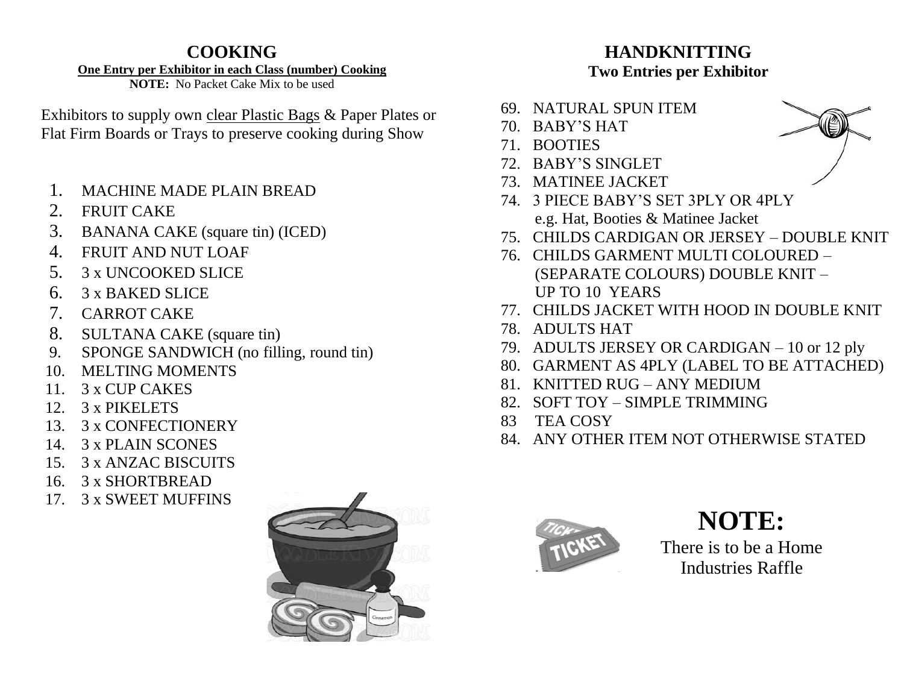## COOKING

**One Entry per Exhibitor in each Class (number) Cooking**

**NOTE:** No Packet Cake Mix to be used

Exhibitors to supply own clear Plastic Bags & Paper Plates or Flat Firm Boards or Trays to preserve cooking during Show

1. MACHINE MADE PLAIN BREAD
2. FRUIT CAKE
3. BANANA CAKE (square tin) (ICED)
4. FRUIT AND NUT LOAF
5. 3 x UNCOOKED SLICE
6. 3 x BAKED SLICE
7. CARROT CAKE
8. SULTANA CAKE (square tin)
9. SPONGE SANDWICH (no filling, round tin)
10. MELTING MOMENTS
11. 3 x CUP CAKES
12. 3 x PIKELETS
13. 3 x CONFECTIONERY
14. 3 x PLAIN SCONES
15. 3 x ANZAC BISCUITS
16. 3 x SHORTBREAD
17. 3 x SWEET MUFFINS

## HANDKNITTING

**Two Entries per Exhibitor**

69. NATURAL SPUN ITEM
70. BABY'S HAT
71. BOOTIES
72. BABY'S SINGLET
73. MATINEE JACKET
74. 3 PIECE BABY'S SET 3PLY OR 4PLY e.g. Hat, Booties & Matinee Jacket
75. CHILDS CARDIGAN OR JERSEY – DOUBLE KNIT
76. CHILDS GARMENT MULTI COLOURED – (SEPARATE COLOURS) DOUBLE KNIT – UP TO 10 YEARS
77. CHILDS JACKET WITH HOOD IN DOUBLE KNIT
78. ADULTS HAT
79. ADULTS JERSEY OR CARDIGAN – 10 or 12 ply
80. GARMENT AS 4PLY (LABEL TO BE ATTACHED)
81. KNITTED RUG – ANY MEDIUM
82. SOFT TOY – SIMPLE TRIMMING
83. TEA COSY
84. ANY OTHER ITEM NOT OTHERWISE STATED

# NOTE:

There is to be a Home Industries Raffle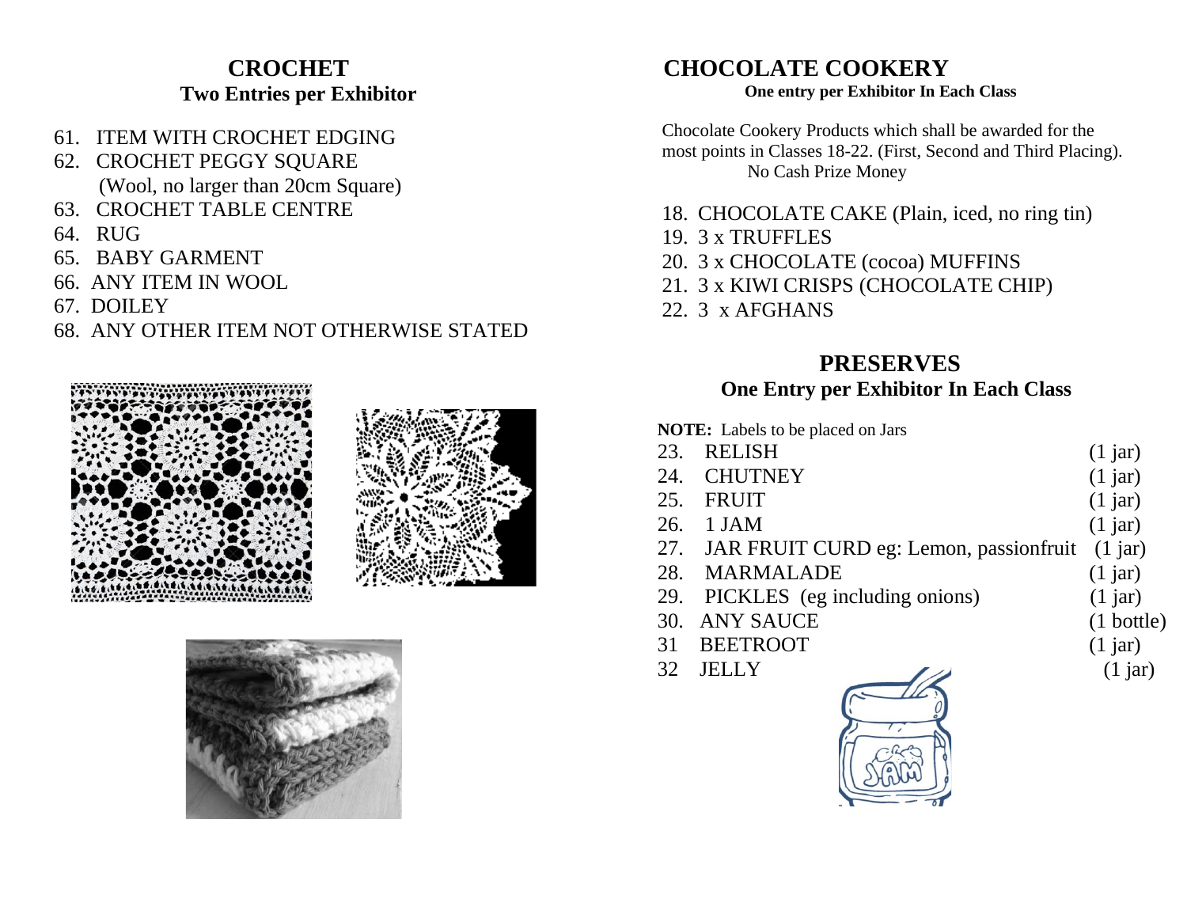## CROCHET

**Two Entries per Exhibitor**

61. ITEM WITH CROCHET EDGING
62. CROCHET PEGGY SQUARE (Wool, no larger than 20cm Square)
63. CROCHET TABLE CENTRE
64. RUG
65. BABY GARMENT
66. ANY ITEM IN WOOL
67. DOILEY
68. ANY OTHER ITEM NOT OTHERWISE STATED

## CHOCOLATE COOKERY

**One entry per Exhibitor In Each Class**

Chocolate Cookery Products which shall be awarded for the most points in Classes 18-22. (First, Second and Third Placing). No Cash Prize Money

18. CHOCOLATE CAKE (Plain, iced, no ring tin)
19. 3 x TRUFFLES
20. 3 x CHOCOLATE (cocoa) MUFFINS
21. 3 x KIWI CRISPS (CHOCOLATE CHIP)
22. 3 x AFGHANS

## PRESERVES

**One Entry per Exhibitor In Each Class**

**NOTE:** Labels to be placed on Jars

| | | |
|---|---|---|
| 23. | RELISH | (1 jar) |
| 24. | CHUTNEY | (1 jar) |
| 25. | FRUIT | (1 jar) |
| 26. | 1 JAM | (1 jar) |
| 27. | JAR FRUIT CURD eg: Lemon, passionfruit | (1 jar) |
| 28. | MARMALADE | (1 jar) |
| 29. | PICKLES (eg including onions) | (1 jar) |
| 30. | ANY SAUCE | (1 bottle) |
| 31 | BEETROOT | (1 jar) |
| 32 | JELLY | (1 jar) |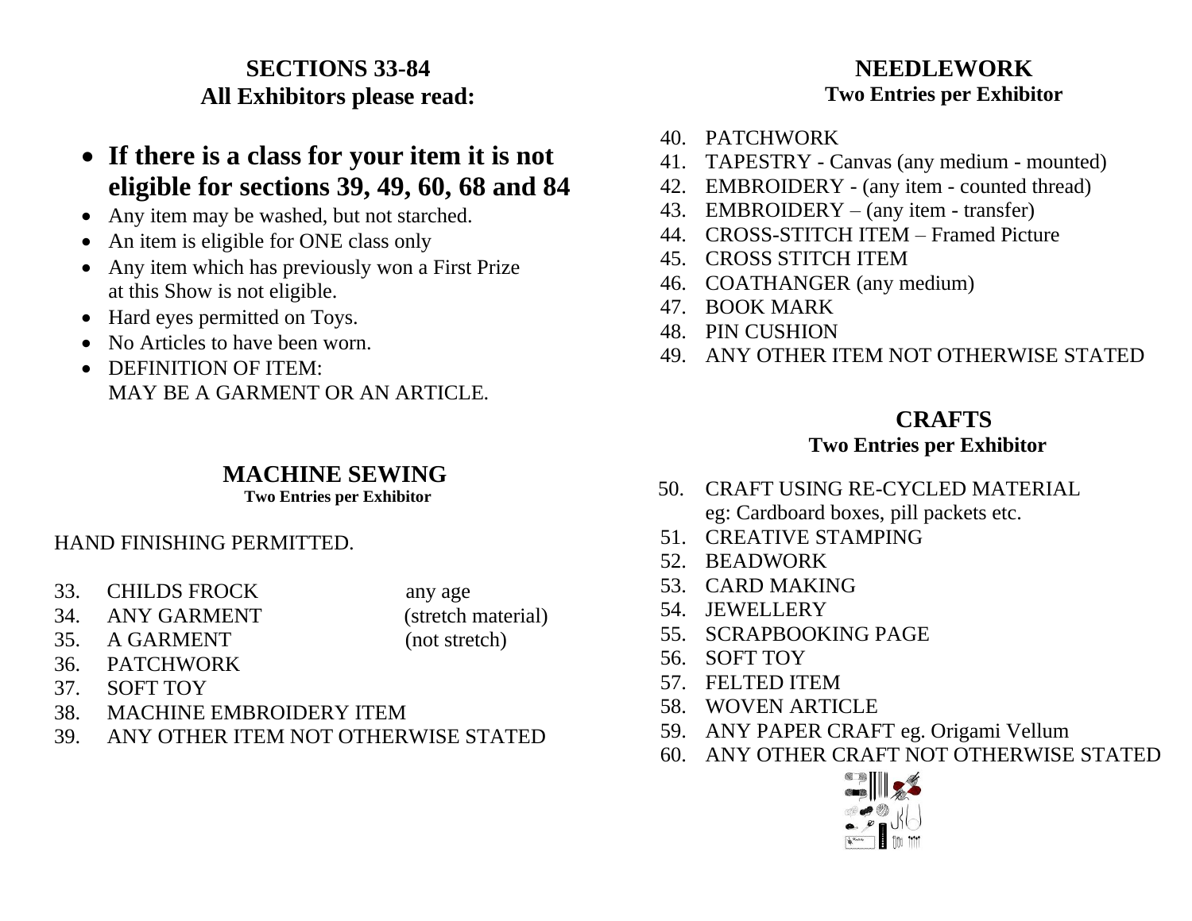## SECTIONS 33-84
## All Exhibitors please read:

- **If there is a class for your item it is not eligible for sections 39, 49, 60, 68 and 84**
- Any item may be washed, but not starched.
- An item is eligible for ONE class only
- Any item which has previously won a First Prize at this Show is not eligible.
- Hard eyes permitted on Toys.
- No Articles to have been worn.
- DEFINITION OF ITEM:
  MAY BE A GARMENT OR AN ARTICLE.

## MACHINE SEWING
**Two Entries per Exhibitor**

HAND FINISHING PERMITTED.

33. CHILDS FROCK any age
34. ANY GARMENT (stretch material)
35. A GARMENT (not stretch)
36. PATCHWORK
37. SOFT TOY
38. MACHINE EMBROIDERY ITEM
39. ANY OTHER ITEM NOT OTHERWISE STATED

## NEEDLEWORK
**Two Entries per Exhibitor**

40. PATCHWORK
41. TAPESTRY - Canvas (any medium - mounted)
42. EMBROIDERY - (any item - counted thread)
43. EMBROIDERY – (any item - transfer)
44. CROSS-STITCH ITEM – Framed Picture
45. CROSS STITCH ITEM
46. COATHANGER (any medium)
47. BOOK MARK
48. PIN CUSHION
49. ANY OTHER ITEM NOT OTHERWISE STATED

## CRAFTS
**Two Entries per Exhibitor**

50. CRAFT USING RE-CYCLED MATERIAL
    eg: Cardboard boxes, pill packets etc.
51. CREATIVE STAMPING
52. BEADWORK
53. CARD MAKING
54. JEWELLERY
55. SCRAPBOOKING PAGE
56. SOFT TOY
57. FELTED ITEM
58. WOVEN ARTICLE
59. ANY PAPER CRAFT eg. Origami Vellum
60. ANY OTHER CRAFT NOT OTHERWISE STATED